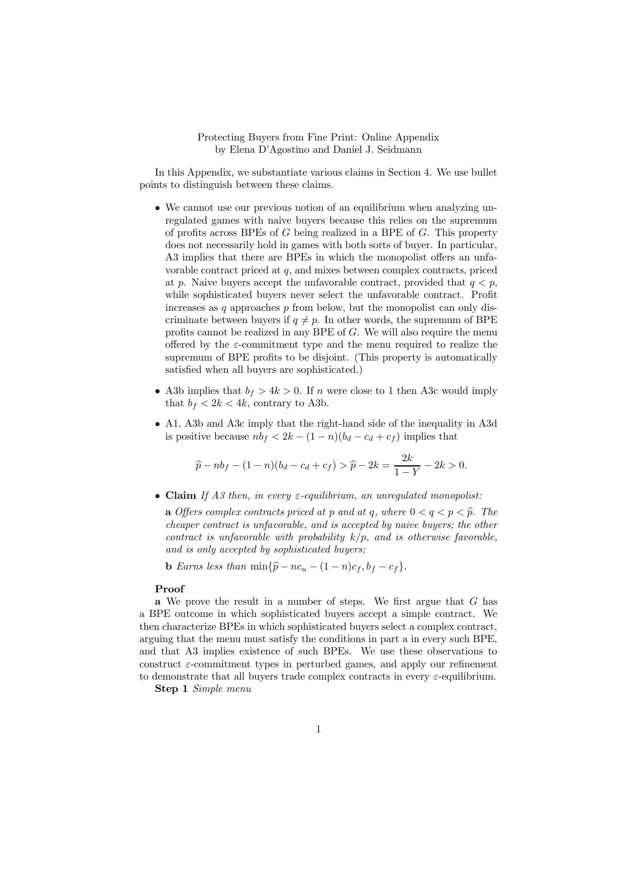Protecting Buyers from Fine Print: Online Appendix
by Elena D'Agostino and Daniel J. Seidmann

In this Appendix, we substantiate various claims in Section 4. We use bullet points to distinguish between these claims.

- We cannot use our previous notion of an equilibrium when analyzing unregulated games with naive buyers because this relies on the supremum of profits across BPEs of $G$ being realized in a BPE of $G$. This property does not necessarily hold in games with both sorts of buyer. In particular, A3 implies that there are BPEs in which the monopolist offers an unfavorable contract priced at $q$, and mixes between complex contracts, priced at $p$. Naive buyers accept the unfavorable contract, provided that $q < p$, while sophisticated buyers never select the unfavorable contract. Profit increases as $q$ approaches $p$ from below, but the monopolist can only discriminate between buyers if $q \neq p$. In other words, the supremum of BPE profits cannot be realized in any BPE of $G$. We will also require the menu offered by the $\varepsilon$-commitment type and the menu required to realize the supremum of BPE profits to be disjoint. (This property is automatically satisfied when all buyers are sophisticated.)
- A3b implies that $b_f > 4k > 0$. If $n$ were close to 1 then A3c would imply that $b_f < 2k < 4k$, contrary to A3b.
- A1, A3b and A3c imply that the right-hand side of the inequality in A3d is positive because $nb_f < 2k - (1-n)(b_d - c_d + c_f)$ implies that

$$\widehat{p} - nb_f - (1-n)(b_d - c_d + c_f) > \widehat{p} - 2k = \frac{2k}{1-Y} - 2k > 0.$$

- **Claim** *If A3 then, in every $\varepsilon$-equilibrium, an unregulated monopolist:*

  **a** *Offers complex contracts priced at $p$ and at $q$, where $0 < q < p < \widehat{p}$. The cheaper contract is unfavorable, and is accepted by naive buyers; the other contract is unfavorable with probability $k/p$, and is otherwise favorable, and is only accepted by sophisticated buyers;*

  **b** *Earns less than $\min\{\widehat{p} - nc_u - (1-n)c_f, b_f - c_f\}$.*

**Proof**

**a** We prove the result in a number of steps. We first argue that $G$ has a BPE outcome in which sophisticated buyers accept a simple contract. We then characterize BPEs in which sophisticated buyers select a complex contract, arguing that the menu must satisfy the conditions in part a in every such BPE, and that A3 implies existence of such BPEs. We use these observations to construct $\varepsilon$-commitment types in perturbed games, and apply our refinement to demonstrate that all buyers trade complex contracts in every $\varepsilon$-equilibrium.

**Step 1** *Simple menu*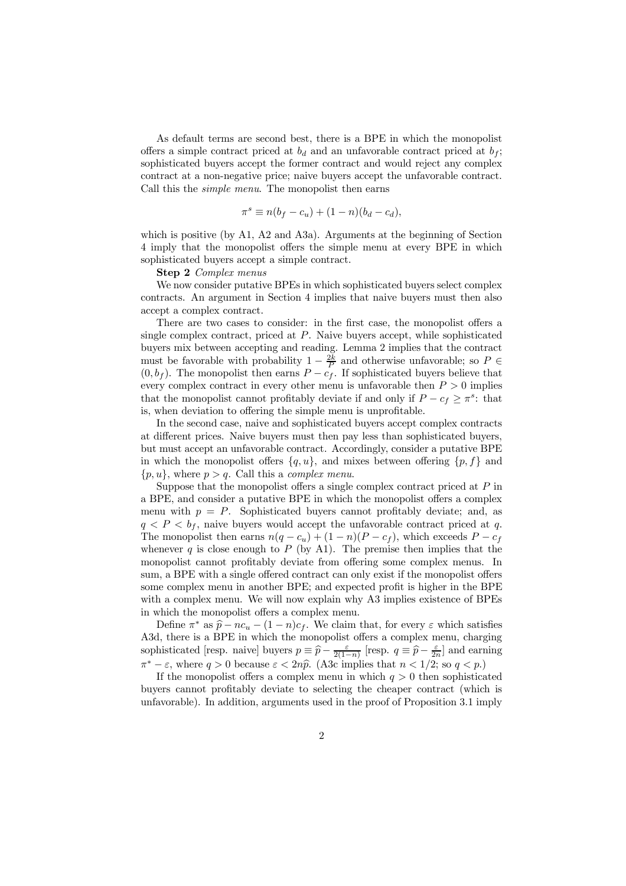As default terms are second best, there is a BPE in which the monopolist offers a simple contract priced at $b_d$ and an unfavorable contract priced at $b_f$; sophisticated buyers accept the former contract and would reject any complex contract at a non-negative price; naive buyers accept the unfavorable contract. Call this the *simple menu*. The monopolist then earns

$$\pi^s \equiv n(b_f - c_u) + (1-n)(b_d - c_d),$$

which is positive (by A1, A2 and A3a). Arguments at the beginning of Section 4 imply that the monopolist offers the simple menu at every BPE in which sophisticated buyers accept a simple contract.

**Step 2** *Complex menus*

We now consider putative BPEs in which sophisticated buyers select complex contracts. An argument in Section 4 implies that naive buyers must then also accept a complex contract.

There are two cases to consider: in the first case, the monopolist offers a single complex contract, priced at $P$. Naive buyers accept, while sophisticated buyers mix between accepting and reading. Lemma 2 implies that the contract must be favorable with probability $1 - \frac{2k}{P}$ and otherwise unfavorable; so $P \in (0, b_f)$. The monopolist then earns $P - c_f$. If sophisticated buyers believe that every complex contract in every other menu is unfavorable then $P > 0$ implies that the monopolist cannot profitably deviate if and only if $P - c_f \geq \pi^s$: that is, when deviation to offering the simple menu is unprofitable.

In the second case, naive and sophisticated buyers accept complex contracts at different prices. Naive buyers must then pay less than sophisticated buyers, but must accept an unfavorable contract. Accordingly, consider a putative BPE in which the monopolist offers $\{q, u\}$, and mixes between offering $\{p, f\}$ and $\{p, u\}$, where $p > q$. Call this a *complex menu*.

Suppose that the monopolist offers a single complex contract priced at $P$ in a BPE, and consider a putative BPE in which the monopolist offers a complex menu with $p = P$. Sophisticated buyers cannot profitably deviate; and, as $q < P < b_f$, naive buyers would accept the unfavorable contract priced at $q$. The monopolist then earns $n(q - c_u) + (1-n)(P - c_f)$, which exceeds $P - c_f$ whenever $q$ is close enough to $P$ (by A1). The premise then implies that the monopolist cannot profitably deviate from offering some complex menus. In sum, a BPE with a single offered contract can only exist if the monopolist offers some complex menu in another BPE; and expected profit is higher in the BPE with a complex menu. We will now explain why A3 implies existence of BPEs in which the monopolist offers a complex menu.

Define $\pi^*$ as $\widehat{p} - nc_u - (1-n)c_f$. We claim that, for every $\varepsilon$ which satisfies A3d, there is a BPE in which the monopolist offers a complex menu, charging sophisticated [resp. naive] buyers $p \equiv \widehat{p} - \frac{\varepsilon}{2(1-n)}$ [resp. $q \equiv \widehat{p} - \frac{\varepsilon}{2n}$] and earning $\pi^* - \varepsilon$, where $q > 0$ because $\varepsilon < 2n\widehat{p}$. (A3c implies that $n < 1/2$; so $q < p$.)

If the monopolist offers a complex menu in which $q > 0$ then sophisticated buyers cannot profitably deviate to selecting the cheaper contract (which is unfavorable). In addition, arguments used in the proof of Proposition 3.1 imply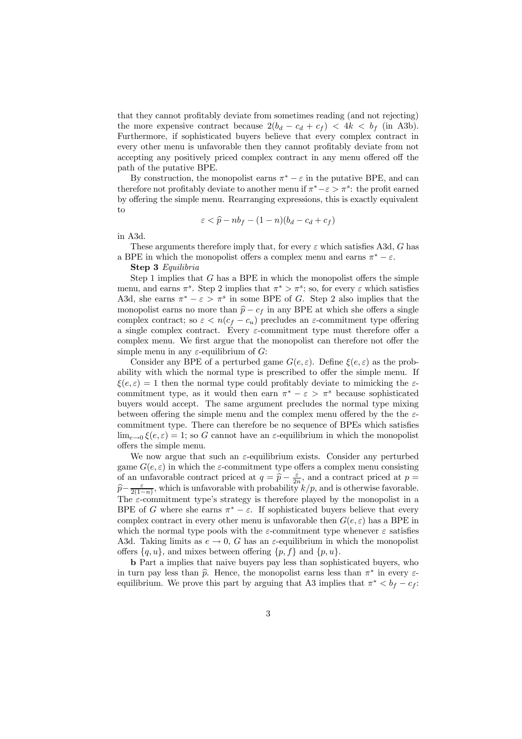that they cannot profitably deviate from sometimes reading (and not rejecting) the more expensive contract because $2(b_d - c_d + c_f) < 4k < b_f$ (in A3b). Furthermore, if sophisticated buyers believe that every complex contract in every other menu is unfavorable then they cannot profitably deviate from not accepting any positively priced complex contract in any menu offered off the path of the putative BPE.

By construction, the monopolist earns $\pi^* - \varepsilon$ in the putative BPE, and can therefore not profitably deviate to another menu if $\pi^* - \varepsilon > \pi^s$: the profit earned by offering the simple menu. Rearranging expressions, this is exactly equivalent to

$$\varepsilon < \widehat{p} - nb_f - (1-n)(b_d - c_d + c_f)$$

in A3d.

These arguments therefore imply that, for every $\varepsilon$ which satisfies A3d, $G$ has a BPE in which the monopolist offers a complex menu and earns $\pi^* - \varepsilon$.

**Step 3** *Equilibria*

Step 1 implies that $G$ has a BPE in which the monopolist offers the simple menu, and earns $\pi^s$. Step 2 implies that $\pi^* > \pi^s$; so, for every $\varepsilon$ which satisfies A3d, she earns $\pi^* - \varepsilon > \pi^s$ in some BPE of $G$. Step 2 also implies that the monopolist earns no more than $\widehat{p} - c_f$ in any BPE at which she offers a single complex contract; so $\varepsilon < n(c_f - c_u)$ precludes an $\varepsilon$-commitment type offering a single complex contract. Every $\varepsilon$-commitment type must therefore offer a complex menu. We first argue that the monopolist can therefore not offer the simple menu in any $\varepsilon$-equilibrium of $G$:

Consider any BPE of a perturbed game $G(e, \varepsilon)$. Define $\xi(e, \varepsilon)$ as the probability with which the normal type is prescribed to offer the simple menu. If $\xi(e, \varepsilon) = 1$ then the normal type could profitably deviate to mimicking the $\varepsilon$-commitment type, as it would then earn $\pi^* - \varepsilon > \pi^s$ because sophisticated buyers would accept. The same argument precludes the normal type mixing between offering the simple menu and the complex menu offered by the the $\varepsilon$-commitment type. There can therefore be no sequence of BPEs which satisfies $\lim_{e \to 0} \xi(e, \varepsilon) = 1$; so $G$ cannot have an $\varepsilon$-equilibrium in which the monopolist offers the simple menu.

We now argue that such an $\varepsilon$-equilibrium exists. Consider any perturbed game $G(e, \varepsilon)$ in which the $\varepsilon$-commitment type offers a complex menu consisting of an unfavorable contract priced at $q = \widehat{p} - \frac{\varepsilon}{2n}$, and a contract priced at $p = \widehat{p} - \frac{\varepsilon}{2(1-n)}$, which is unfavorable with probability $k/p$, and is otherwise favorable. The $\varepsilon$-commitment type's strategy is therefore played by the monopolist in a BPE of $G$ where she earns $\pi^* - \varepsilon$. If sophisticated buyers believe that every complex contract in every other menu is unfavorable then $G(e, \varepsilon)$ has a BPE in which the normal type pools with the $\varepsilon$-commitment type whenever $\varepsilon$ satisfies A3d. Taking limits as $e \to 0$, $G$ has an $\varepsilon$-equilibrium in which the monopolist offers $\{q, u\}$, and mixes between offering $\{p, f\}$ and $\{p, u\}$.

**b** Part a implies that naive buyers pay less than sophisticated buyers, who in turn pay less than $\widehat{p}$. Hence, the monopolist earns less than $\pi^*$ in every $\varepsilon$-equilibrium. We prove this part by arguing that A3 implies that $\pi^* < b_f - c_f$: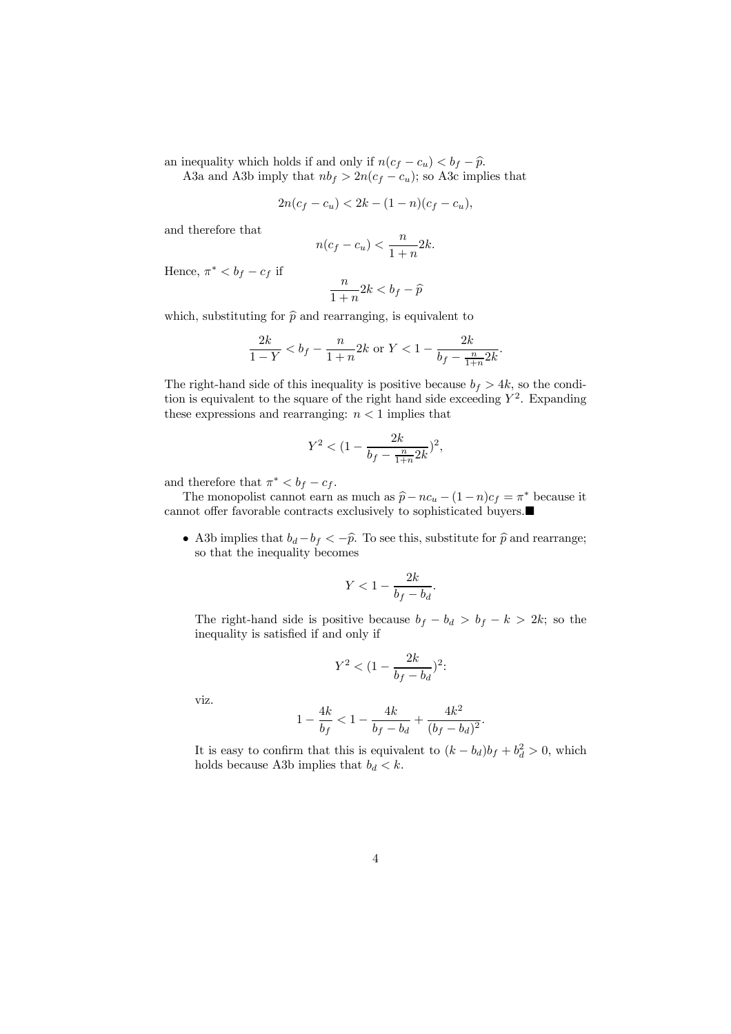an inequality which holds if and only if $n(c_f - c_u) < b_f - \widehat{p}$.

A3a and A3b imply that $nb_f > 2n(c_f - c_u)$; so A3c implies that

$$2n(c_f - c_u) < 2k - (1-n)(c_f - c_u),$$

and therefore that

$$n(c_f - c_u) < \frac{n}{1+n}2k.$$

Hence, $\pi^* < b_f - c_f$ if

$$\frac{n}{1+n}2k < b_f - \widehat{p}$$

which, substituting for $\widehat{p}$ and rearranging, is equivalent to

$$\frac{2k}{1-Y} < b_f - \frac{n}{1+n}2k \text{ or } Y < 1 - \frac{2k}{b_f - \frac{n}{1+n}2k}.$$

The right-hand side of this inequality is positive because $b_f > 4k$, so the condition is equivalent to the square of the right hand side exceeding $Y^2$. Expanding these expressions and rearranging: $n < 1$ implies that

$$Y^2 < (1 - \frac{2k}{b_f - \frac{n}{1+n}2k})^2,$$

and therefore that $\pi^* < b_f - c_f$.

The monopolist cannot earn as much as $\widehat{p} - nc_u - (1-n)c_f = \pi^*$ because it cannot offer favorable contracts exclusively to sophisticated buyers.■

- A3b implies that $b_d - b_f < -\widehat{p}$. To see this, substitute for $\widehat{p}$ and rearrange; so that the inequality becomes

  $$Y < 1 - \frac{2k}{b_f - b_d}.$$

  The right-hand side is positive because $b_f - b_d > b_f - k > 2k$; so the inequality is satisfied if and only if

  $$Y^2 < (1 - \frac{2k}{b_f - b_d})^2:$$

  viz.

  $$1 - \frac{4k}{b_f} < 1 - \frac{4k}{b_f - b_d} + \frac{4k^2}{(b_f - b_d)^2}.$$

  It is easy to confirm that this is equivalent to $(k - b_d)b_f + b_d^2 > 0$, which holds because A3b implies that $b_d < k$.